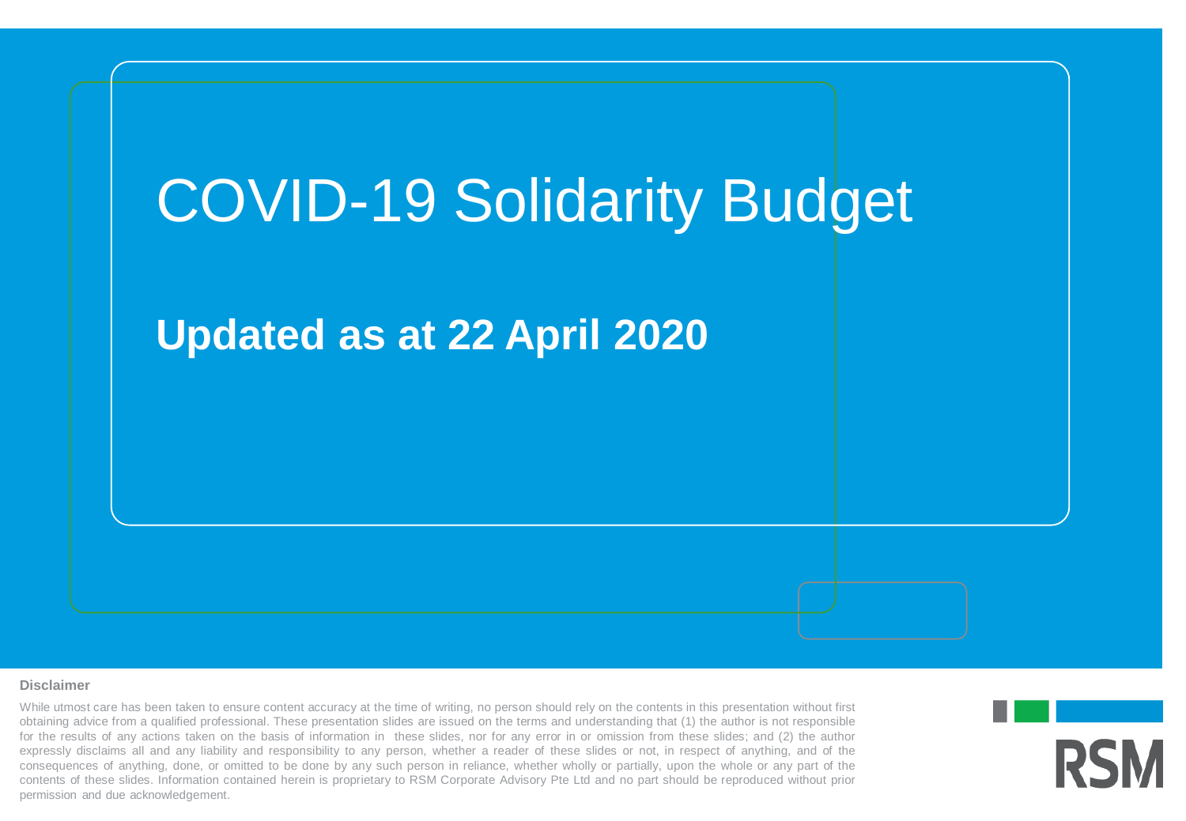# COVID-19 Solidarity Budget

## Updated as at 22 April 2020

**Disclaimer**

While utmost care has been taken to ensure content accuracy at the time of writing, no person should rely on the contents in this presentation without first obtaining advice from a qualified professional. These presentation slides are issued on the terms and understanding that (1) the author is not responsible for the results of any actions taken on the basis of information in these slides, nor for any error in or omission from these slides; and (2) the author expressly disclaims all and any liability and responsibility to any person, whether a reader of these slides or not, in respect of anything, and of the consequences of anything, done, or omitted to be done by any such person in reliance, whether wholly or partially, upon the whole or any part of the contents of these slides. Information contained herein is proprietary to RSM Corporate Advisory Pte Ltd and no part should be reproduced without prior permission and due acknowledgement.

RSM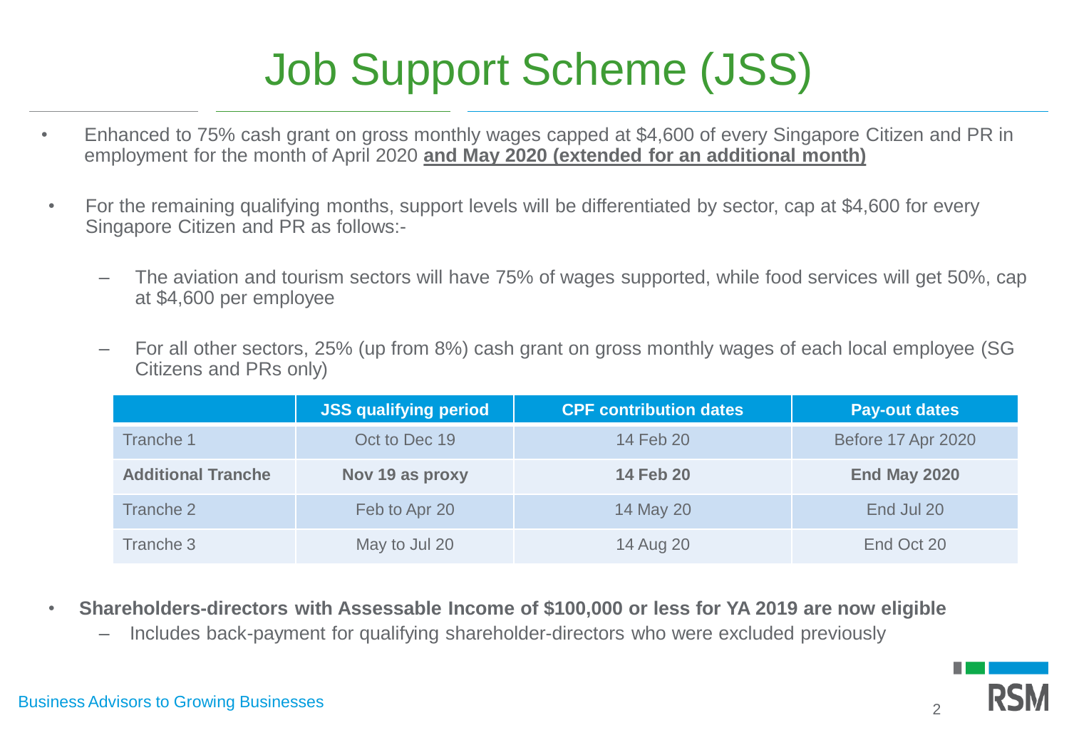# Job Support Scheme (JSS)

- Enhanced to 75% cash grant on gross monthly wages capped at $4,600 of every Singapore Citizen and PR in employment for the month of April 2020 **and May 2020 (extended for an additional month)**
- For the remaining qualifying months, support levels will be differentiated by sector, cap at $4,600 for every Singapore Citizen and PR as follows:-
  - The aviation and tourism sectors will have 75% of wages supported, while food services will get 50%, cap at $4,600 per employee
  - For all other sectors, 25% (up from 8%) cash grant on gross monthly wages of each local employee (SG Citizens and PRs only)

| | JSS qualifying period | CPF contribution dates | Pay-out dates |
|---|---|---|---|
| Tranche 1 | Oct to Dec 19 | 14 Feb 20 | Before 17 Apr 2020 |
| **Additional Tranche** | **Nov 19 as proxy** | **14 Feb 20** | **End May 2020** |
| Tranche 2 | Feb to Apr 20 | 14 May 20 | End Jul 20 |
| Tranche 3 | May to Jul 20 | 14 Aug 20 | End Oct 20 |

- **Shareholders-directors with Assessable Income of $100,000 or less for YA 2019 are now eligible**
  - Includes back-payment for qualifying shareholder-directors who were excluded previously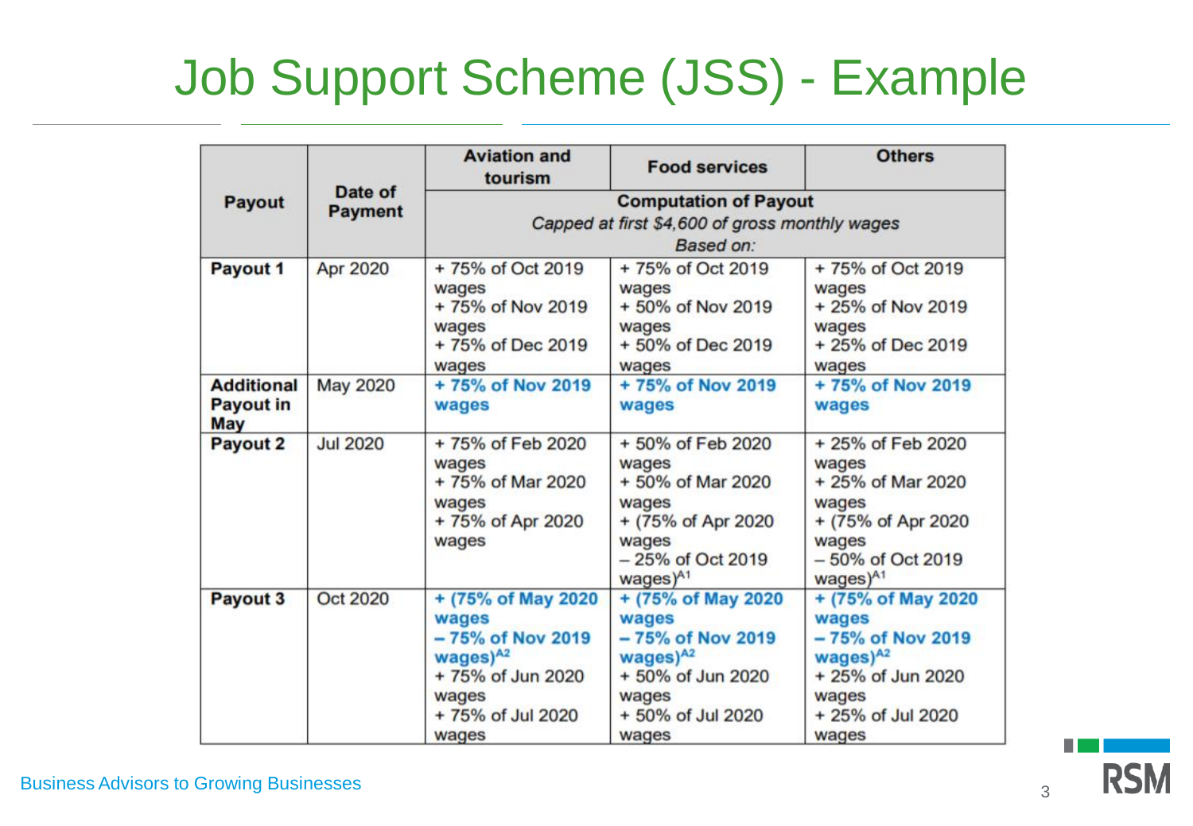# Job Support Scheme (JSS) - Example

| Payout | Date of Payment | Aviation and tourism | Food services | Others |
|---|---|---|---|---|
| | | **Computation of Payout** *Capped at first $4,600 of gross monthly wages* *Based on:* | | |
| **Payout 1** | Apr 2020 | + 75% of Oct 2019 wages + 75% of Nov 2019 wages + 75% of Dec 2019 wages | + 75% of Oct 2019 wages + 50% of Nov 2019 wages + 50% of Dec 2019 wages | + 75% of Oct 2019 wages + 25% of Nov 2019 wages + 25% of Dec 2019 wages |
| **Additional Payout in May** | May 2020 | **+ 75% of Nov 2019 wages** | **+ 75% of Nov 2019 wages** | **+ 75% of Nov 2019 wages** |
| **Payout 2** | Jul 2020 | + 75% of Feb 2020 wages + 75% of Mar 2020 wages + 75% of Apr 2020 wages | + 50% of Feb 2020 wages + 50% of Mar 2020 wages + (75% of Apr 2020 wages – 25% of Oct 2019 wages)[A1] | + 25% of Feb 2020 wages + 25% of Mar 2020 wages + (75% of Apr 2020 wages – 50% of Oct 2019 wages)[A1] |
| **Payout 3** | Oct 2020 | **+ (75% of May 2020 wages – 75% of Nov 2019 wages)[A2]** + 75% of Jun 2020 wages + 75% of Jul 2020 wages | **+ (75% of May 2020 wages – 75% of Nov 2019 wages)[A2]** + 50% of Jun 2020 wages + 50% of Jul 2020 wages | **+ (75% of May 2020 wages – 75% of Nov 2019 wages)[A2]** + 25% of Jun 2020 wages + 25% of Jul 2020 wages |

Business Advisors to Growing Businesses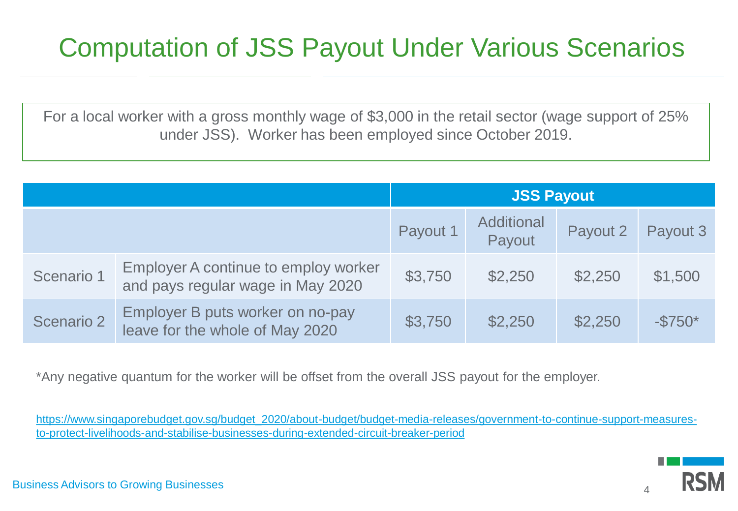# Computation of JSS Payout Under Various Scenarios

For a local worker with a gross monthly wage of $3,000 in the retail sector (wage support of 25% under JSS). Worker has been employed since October 2019.

| | | **JSS Payout** | | | |
|---|---|---|---|---|---|
| | | Payout 1 | Additional Payout | Payout 2 | Payout 3 |
| Scenario 1 | Employer A continue to employ worker and pays regular wage in May 2020 | $3,750 | $2,250 | $2,250 | $1,500 |
| Scenario 2 | Employer B puts worker on no-pay leave for the whole of May 2020 | $3,750 | $2,250 | $2,250 | -$750* |

*Any negative quantum for the worker will be offset from the overall JSS payout for the employer.

[https://www.singaporebudget.gov.sg/budget_2020/about-budget/budget-media-releases/government-to-continue-support-measures-to-protect-livelihoods-and-stabilise-businesses-during-extended-circuit-breaker-period](https://www.singaporebudget.gov.sg/budget_2020/about-budget/budget-media-releases/government-to-continue-support-measures-to-protect-livelihoods-and-stabilise-businesses-during-extended-circuit-breaker-period)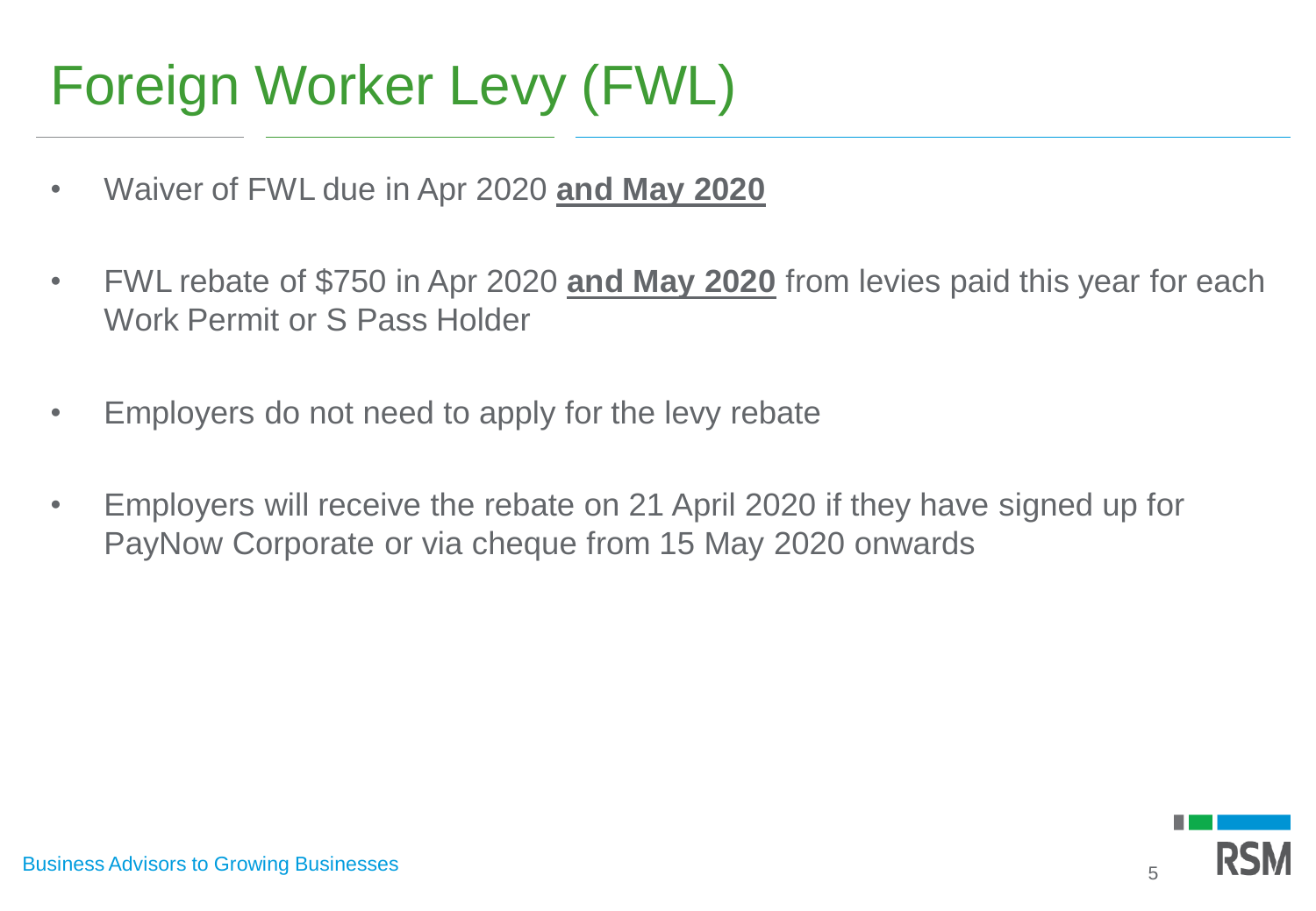# Foreign Worker Levy (FWL)

- Waiver of FWL due in Apr 2020 **and May 2020**
- FWL rebate of $750 in Apr 2020 **and May 2020** from levies paid this year for each Work Permit or S Pass Holder
- Employers do not need to apply for the levy rebate
- Employers will receive the rebate on 21 April 2020 if they have signed up for PayNow Corporate or via cheque from 15 May 2020 onwards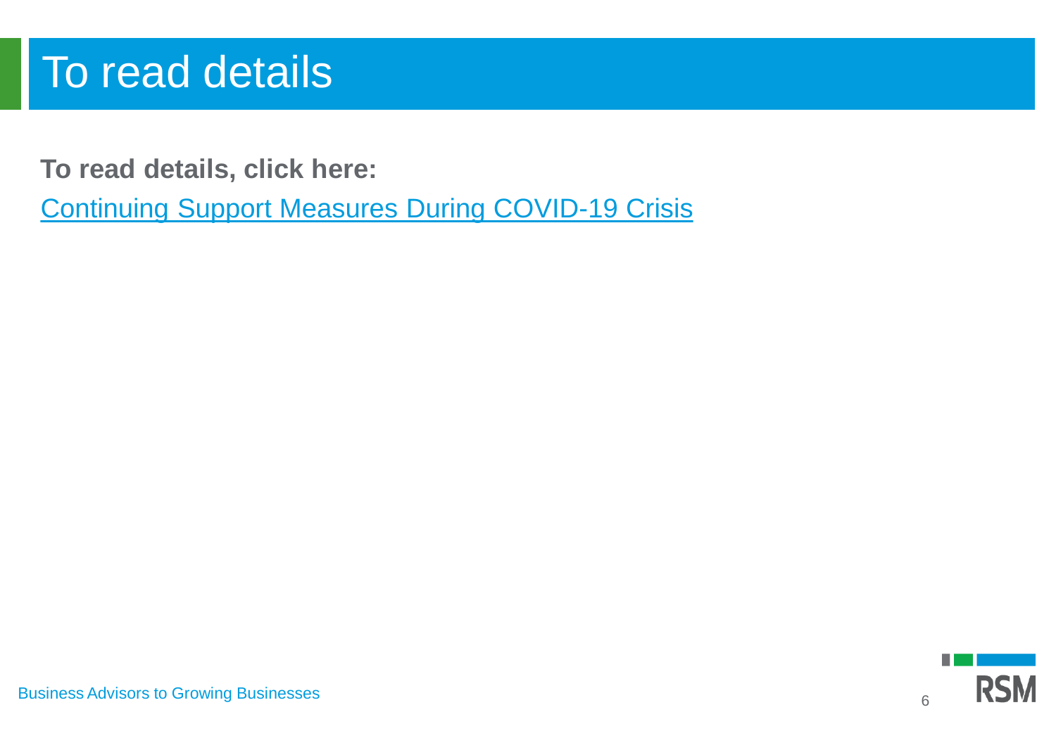# To read details

**To read details, click here:**

Continuing Support Measures During COVID-19 Crisis